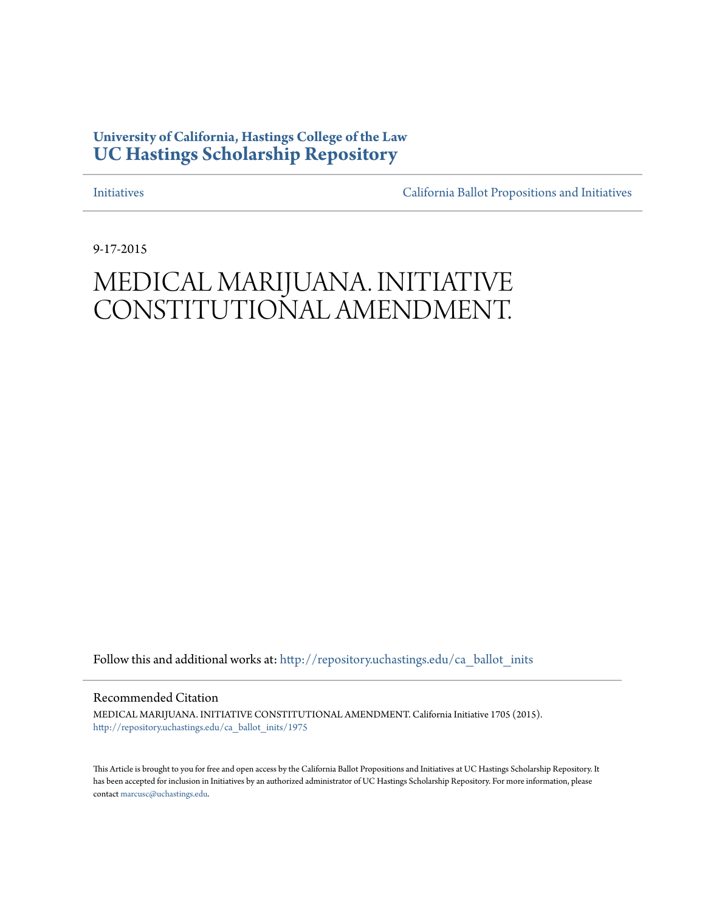**University of California, Hastings College of the Law**
**UC Hastings Scholarship Repository**

Initiatives | California Ballot Propositions and Initiatives

9-17-2015

# MEDICAL MARIJUANA. INITIATIVE CONSTITUTIONAL AMENDMENT.

Follow this and additional works at: http://repository.uchastings.edu/ca_ballot_inits

## Recommended Citation

MEDICAL MARIJUANA. INITIATIVE CONSTITUTIONAL AMENDMENT. California Initiative 1705 (2015).
http://repository.uchastings.edu/ca_ballot_inits/1975

This Article is brought to you for free and open access by the California Ballot Propositions and Initiatives at UC Hastings Scholarship Repository. It has been accepted for inclusion in Initiatives by an authorized administrator of UC Hastings Scholarship Repository. For more information, please contact marcusc@uchastings.edu.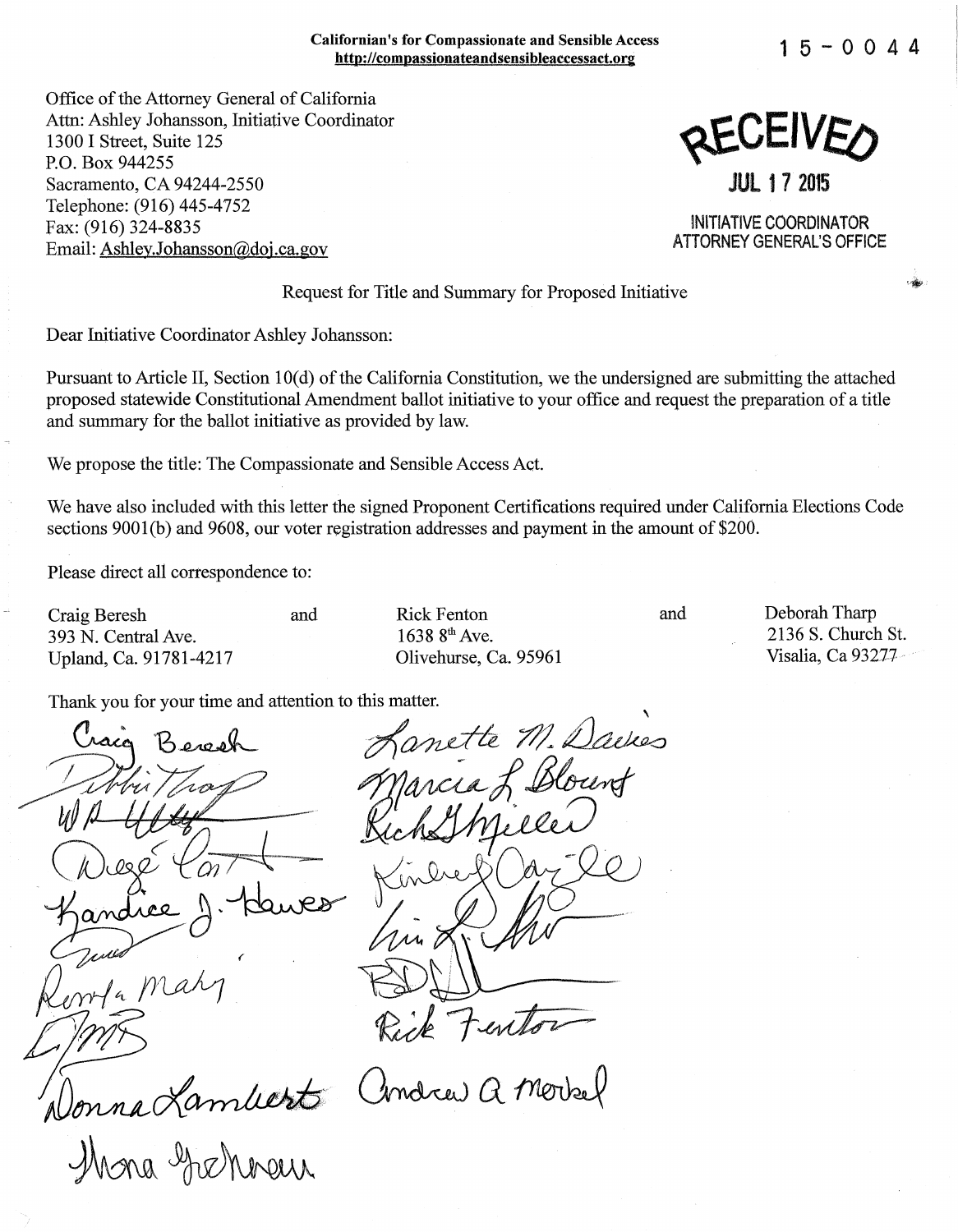Californian's for Compassionate and Sensible Access
http://compassionateandsensibleaccessact.org

15-0044

Office of the Attorney General of California
Attn: Ashley Johansson, Initiative Coordinator
1300 I Street, Suite 125
P.O. Box 944255
Sacramento, CA 94244-2550
Telephone: (916) 445-4752
Fax: (916) 324-8835
Email: Ashley.Johansson@doj.ca.gov

RECEIVED
JUL 17 2015
INITIATIVE COORDINATOR
ATTORNEY GENERAL'S OFFICE

Request for Title and Summary for Proposed Initiative

Dear Initiative Coordinator Ashley Johansson:

Pursuant to Article II, Section 10(d) of the California Constitution, we the undersigned are submitting the attached proposed statewide Constitutional Amendment ballot initiative to your office and request the preparation of a title and summary for the ballot initiative as provided by law.

We propose the title: The Compassionate and Sensible Access Act.

We have also included with this letter the signed Proponent Certifications required under California Elections Code sections 9001(b) and 9608, our voter registration addresses and payment in the amount of $200.

Please direct all correspondence to:

Craig Beresh
393 N. Central Ave.
Upland, Ca. 91781-4217

and

Rick Fenton
1638 8th Ave.
Olivehurse, Ca. 95961

and

Deborah Tharp
2136 S. Church St.
Visalia, Ca 93277

Thank you for your time and attention to this matter.

Craig Beresh
Debbi Tharp
[signature]
[signature]
Kandice J. Hawes
[signature]
Ronda Mahy
[signature]
Donna Lambert
Mona Johnson
Lanette M. Davies
Marcia L. Blount
Rick G. Miller
Kimberly Cargile
[signature]
[signature]
Rick Fenton
Andrew A. Merkel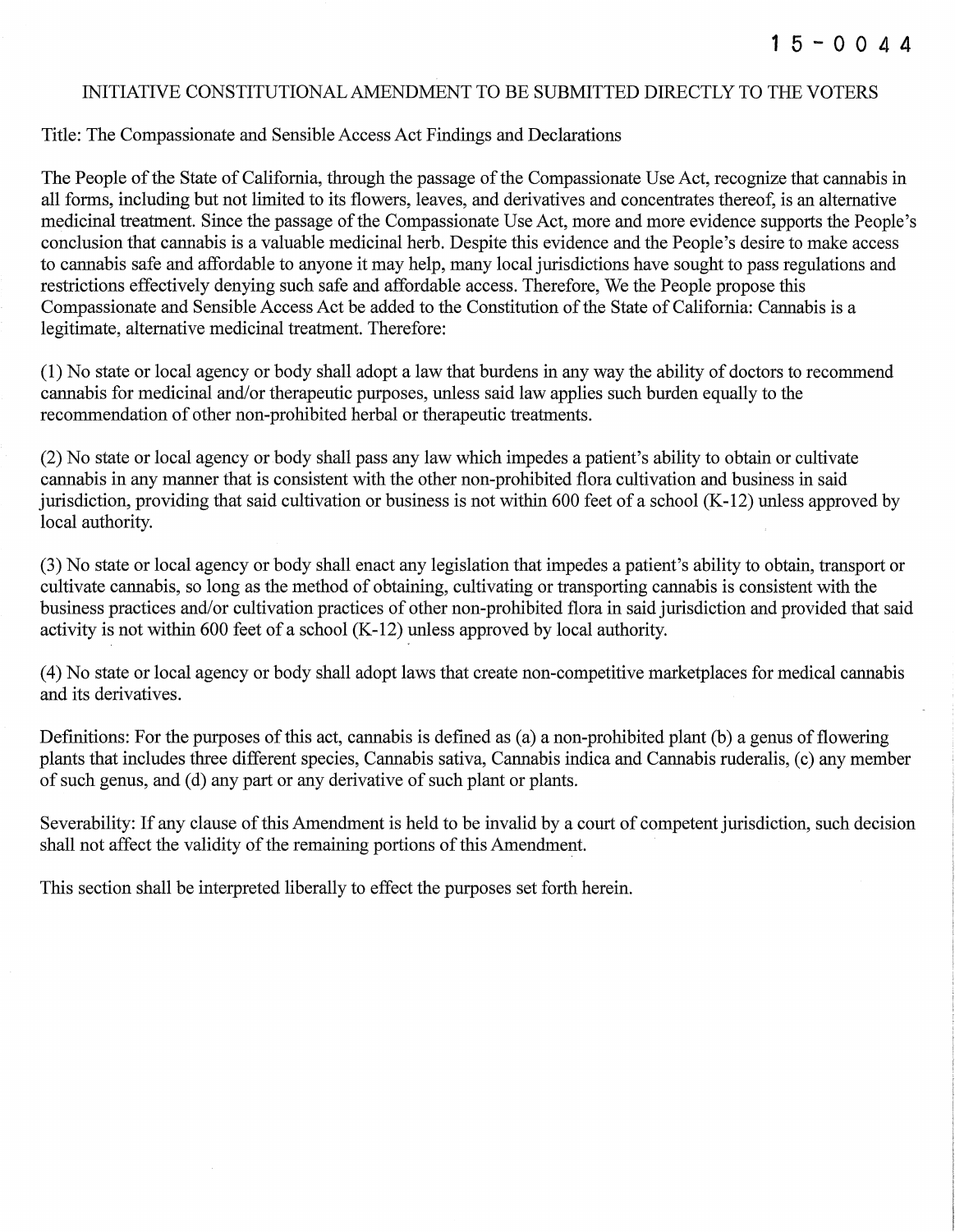15-0044

# INITIATIVE CONSTITUTIONAL AMENDMENT TO BE SUBMITTED DIRECTLY TO THE VOTERS

Title: The Compassionate and Sensible Access Act Findings and Declarations

The People of the State of California, through the passage of the Compassionate Use Act, recognize that cannabis in all forms, including but not limited to its flowers, leaves, and derivatives and concentrates thereof, is an alternative medicinal treatment. Since the passage of the Compassionate Use Act, more and more evidence supports the People's conclusion that cannabis is a valuable medicinal herb. Despite this evidence and the People's desire to make access to cannabis safe and affordable to anyone it may help, many local jurisdictions have sought to pass regulations and restrictions effectively denying such safe and affordable access. Therefore, We the People propose this Compassionate and Sensible Access Act be added to the Constitution of the State of California: Cannabis is a legitimate, alternative medicinal treatment. Therefore:

(1) No state or local agency or body shall adopt a law that burdens in any way the ability of doctors to recommend cannabis for medicinal and/or therapeutic purposes, unless said law applies such burden equally to the recommendation of other non-prohibited herbal or therapeutic treatments.

(2) No state or local agency or body shall pass any law which impedes a patient's ability to obtain or cultivate cannabis in any manner that is consistent with the other non-prohibited flora cultivation and business in said jurisdiction, providing that said cultivation or business is not within 600 feet of a school (K-12) unless approved by local authority.

(3) No state or local agency or body shall enact any legislation that impedes a patient's ability to obtain, transport or cultivate cannabis, so long as the method of obtaining, cultivating or transporting cannabis is consistent with the business practices and/or cultivation practices of other non-prohibited flora in said jurisdiction and provided that said activity is not within 600 feet of a school (K-12) unless approved by local authority.

(4) No state or local agency or body shall adopt laws that create non-competitive marketplaces for medical cannabis and its derivatives.

Definitions: For the purposes of this act, cannabis is defined as (a) a non-prohibited plant (b) a genus of flowering plants that includes three different species, Cannabis sativa, Cannabis indica and Cannabis ruderalis, (c) any member of such genus, and (d) any part or any derivative of such plant or plants.

Severability: If any clause of this Amendment is held to be invalid by a court of competent jurisdiction, such decision shall not affect the validity of the remaining portions of this Amendment.

This section shall be interpreted liberally to effect the purposes set forth herein.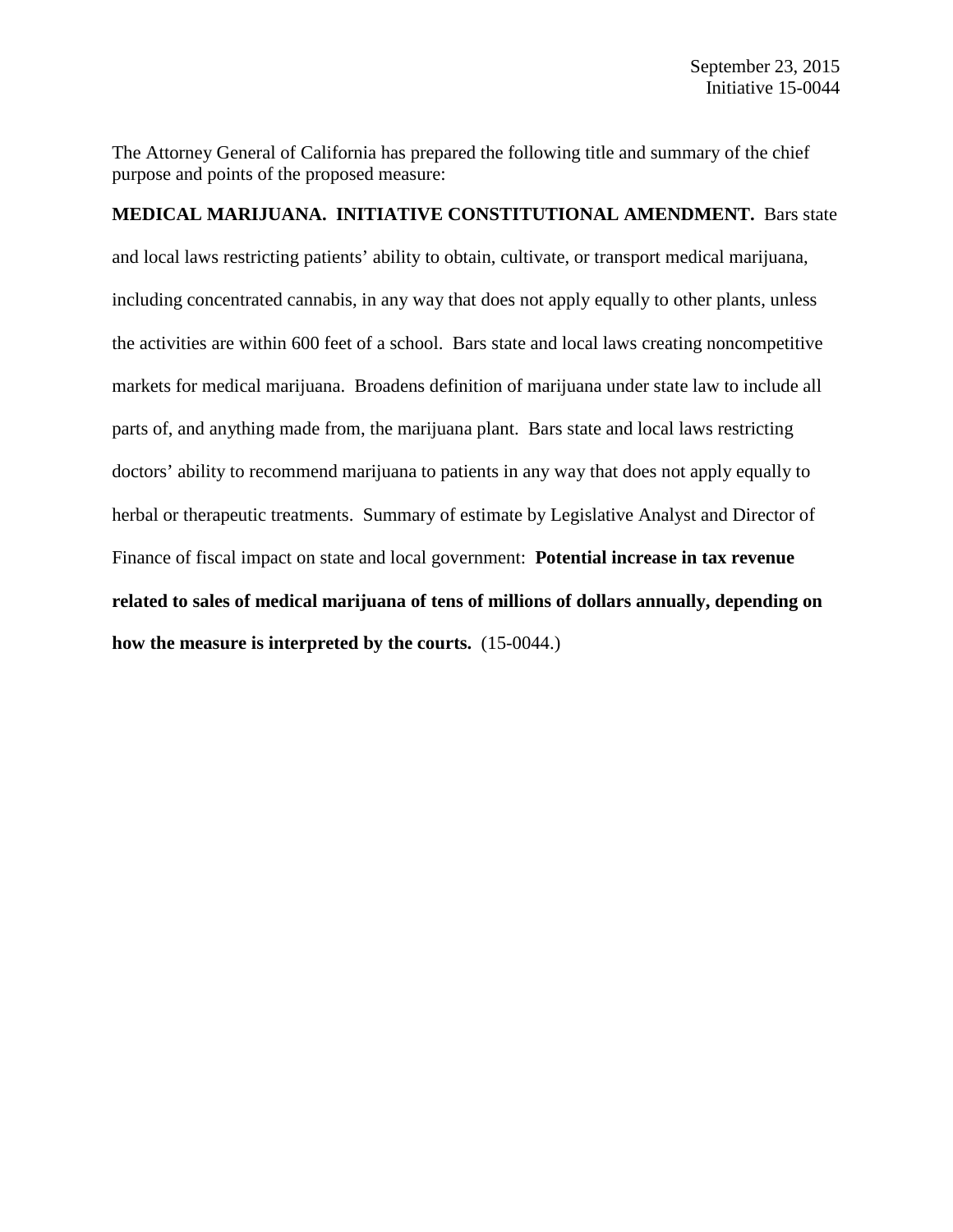September 23, 2015
Initiative 15-0044

The Attorney General of California has prepared the following title and summary of the chief purpose and points of the proposed measure:

**MEDICAL MARIJUANA. INITIATIVE CONSTITUTIONAL AMENDMENT.** Bars state and local laws restricting patients' ability to obtain, cultivate, or transport medical marijuana, including concentrated cannabis, in any way that does not apply equally to other plants, unless the activities are within 600 feet of a school. Bars state and local laws creating noncompetitive markets for medical marijuana. Broadens definition of marijuana under state law to include all parts of, and anything made from, the marijuana plant. Bars state and local laws restricting doctors' ability to recommend marijuana to patients in any way that does not apply equally to herbal or therapeutic treatments. Summary of estimate by Legislative Analyst and Director of Finance of fiscal impact on state and local government: **Potential increase in tax revenue related to sales of medical marijuana of tens of millions of dollars annually, depending on how the measure is interpreted by the courts.** (15-0044.)